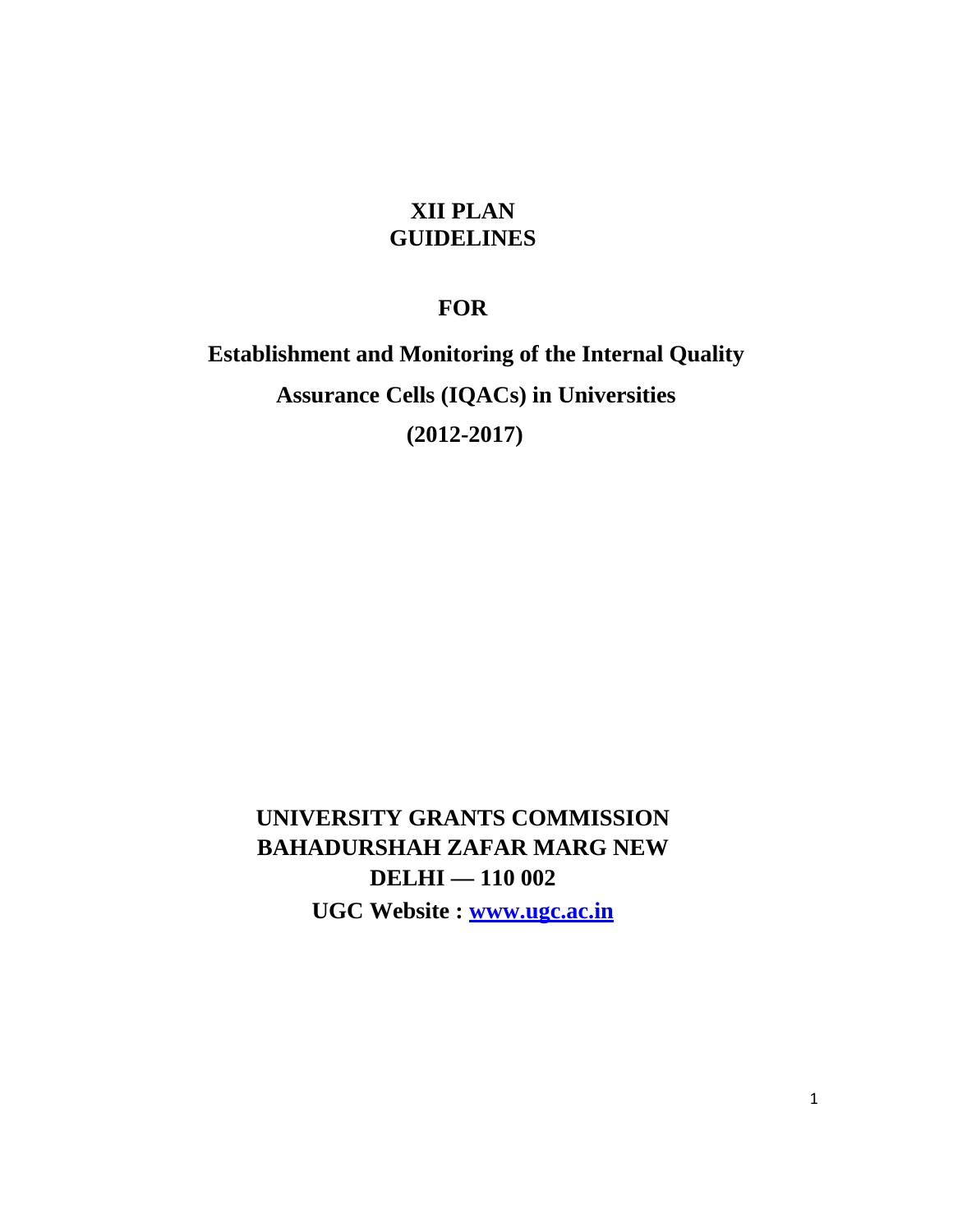# XII PLAN GUIDELINES

## FOR

## Establishment and Monitoring of the Internal Quality Assurance Cells (IQACs) in Universities

## (2012-2017)

**UNIVERSITY GRANTS COMMISSION**
**BAHADURSHAH ZAFAR MARG NEW DELHI — 110 002**
**UGC Website : [www.ugc.ac.in](http://www.ugc.ac.in)**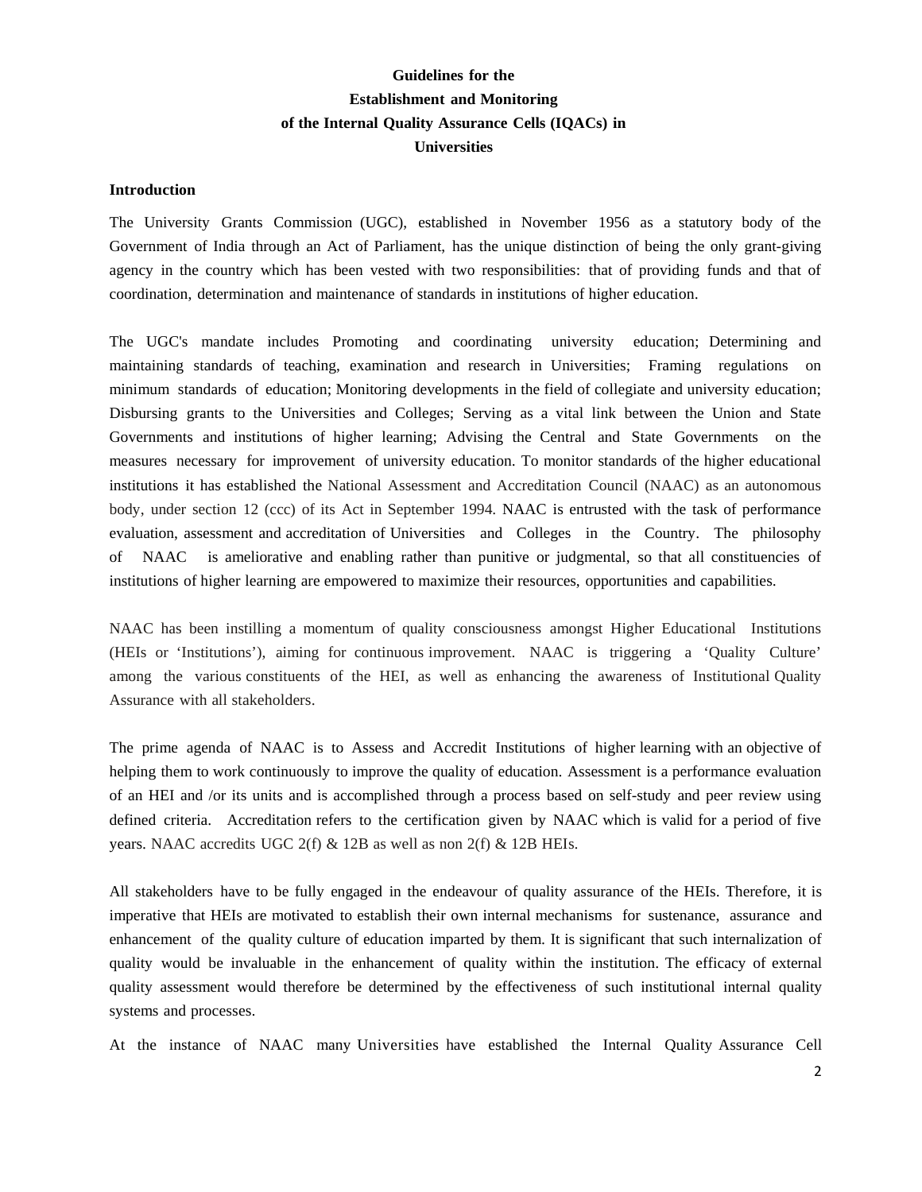# Guidelines for the Establishment and Monitoring of the Internal Quality Assurance Cells (IQACs) in Universities

## Introduction

The University Grants Commission (UGC), established in November 1956 as a statutory body of the Government of India through an Act of Parliament, has the unique distinction of being the only grant-giving agency in the country which has been vested with two responsibilities: that of providing funds and that of coordination, determination and maintenance of standards in institutions of higher education.

The UGC's mandate includes Promoting and coordinating university education; Determining and maintaining standards of teaching, examination and research in Universities; Framing regulations on minimum standards of education; Monitoring developments in the field of collegiate and university education; Disbursing grants to the Universities and Colleges; Serving as a vital link between the Union and State Governments and institutions of higher learning; Advising the Central and State Governments on the measures necessary for improvement of university education. To monitor standards of the higher educational institutions it has established the National Assessment and Accreditation Council (NAAC) as an autonomous body, under section 12 (ccc) of its Act in September 1994. NAAC is entrusted with the task of performance evaluation, assessment and accreditation of Universities and Colleges in the Country. The philosophy of NAAC is ameliorative and enabling rather than punitive or judgmental, so that all constituencies of institutions of higher learning are empowered to maximize their resources, opportunities and capabilities.

NAAC has been instilling a momentum of quality consciousness amongst Higher Educational Institutions (HEIs or 'Institutions'), aiming for continuous improvement. NAAC is triggering a 'Quality Culture' among the various constituents of the HEI, as well as enhancing the awareness of Institutional Quality Assurance with all stakeholders.

The prime agenda of NAAC is to Assess and Accredit Institutions of higher learning with an objective of helping them to work continuously to improve the quality of education. Assessment is a performance evaluation of an HEI and /or its units and is accomplished through a process based on self-study and peer review using defined criteria. Accreditation refers to the certification given by NAAC which is valid for a period of five years. NAAC accredits UGC 2(f) & 12B as well as non 2(f) & 12B HEIs.

All stakeholders have to be fully engaged in the endeavour of quality assurance of the HEIs. Therefore, it is imperative that HEIs are motivated to establish their own internal mechanisms for sustenance, assurance and enhancement of the quality culture of education imparted by them. It is significant that such internalization of quality would be invaluable in the enhancement of quality within the institution. The efficacy of external quality assessment would therefore be determined by the effectiveness of such institutional internal quality systems and processes.

At the instance of NAAC many Universities have established the Internal Quality Assurance Cell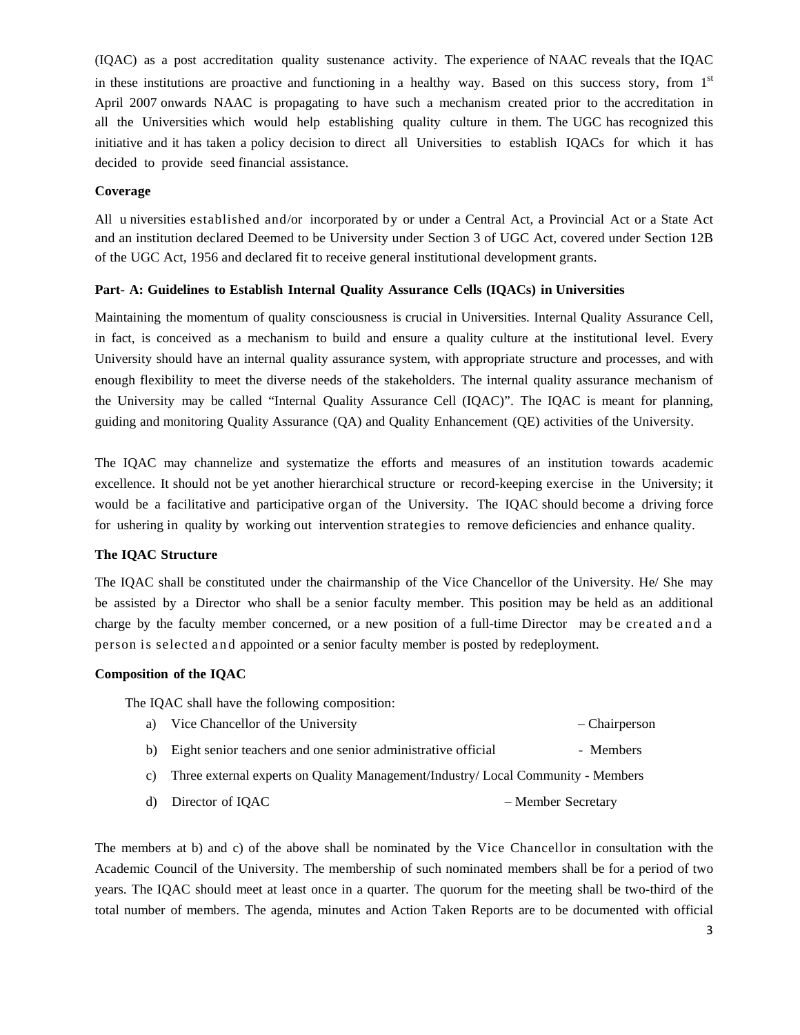(IQAC) as a post accreditation quality sustenance activity. The experience of NAAC reveals that the IQAC in these institutions are proactive and functioning in a healthy way. Based on this success story, from 1st April 2007 onwards NAAC is propagating to have such a mechanism created prior to the accreditation in all the Universities which would help establishing quality culture in them. The UGC has recognized this initiative and it has taken a policy decision to direct all Universities to establish IQACs for which it has decided to provide seed financial assistance.

**Coverage**

All u niversities established and/or incorporated by or under a Central Act, a Provincial Act or a State Act and an institution declared Deemed to be University under Section 3 of UGC Act, covered under Section 12B of the UGC Act, 1956 and declared fit to receive general institutional development grants.

**Part- A: Guidelines to Establish Internal Quality Assurance Cells (IQACs) in Universities**

Maintaining the momentum of quality consciousness is crucial in Universities. Internal Quality Assurance Cell, in fact, is conceived as a mechanism to build and ensure a quality culture at the institutional level. Every University should have an internal quality assurance system, with appropriate structure and processes, and with enough flexibility to meet the diverse needs of the stakeholders. The internal quality assurance mechanism of the University may be called "Internal Quality Assurance Cell (IQAC)". The IQAC is meant for planning, guiding and monitoring Quality Assurance (QA) and Quality Enhancement (QE) activities of the University.

The IQAC may channelize and systematize the efforts and measures of an institution towards academic excellence. It should not be yet another hierarchical structure or record-keeping exercise in the University; it would be a facilitative and participative organ of the University. The IQAC should become a driving force for ushering in quality by working out intervention strategies to remove deficiencies and enhance quality.

**The IQAC Structure**

The IQAC shall be constituted under the chairmanship of the Vice Chancellor of the University. He/ She may be assisted by a Director who shall be a senior faculty member. This position may be held as an additional charge by the faculty member concerned, or a new position of a full-time Director may be created and a person is selected and appointed or a senior faculty member is posted by redeployment.

**Composition of the IQAC**

The IQAC shall have the following composition:

a) Vice Chancellor of the University – Chairperson

b) Eight senior teachers and one senior administrative official - Members

c) Three external experts on Quality Management/Industry/ Local Community - Members

d) Director of IQAC – Member Secretary

The members at b) and c) of the above shall be nominated by the Vice Chancellor in consultation with the Academic Council of the University. The membership of such nominated members shall be for a period of two years. The IQAC should meet at least once in a quarter. The quorum for the meeting shall be two-third of the total number of members. The agenda, minutes and Action Taken Reports are to be documented with official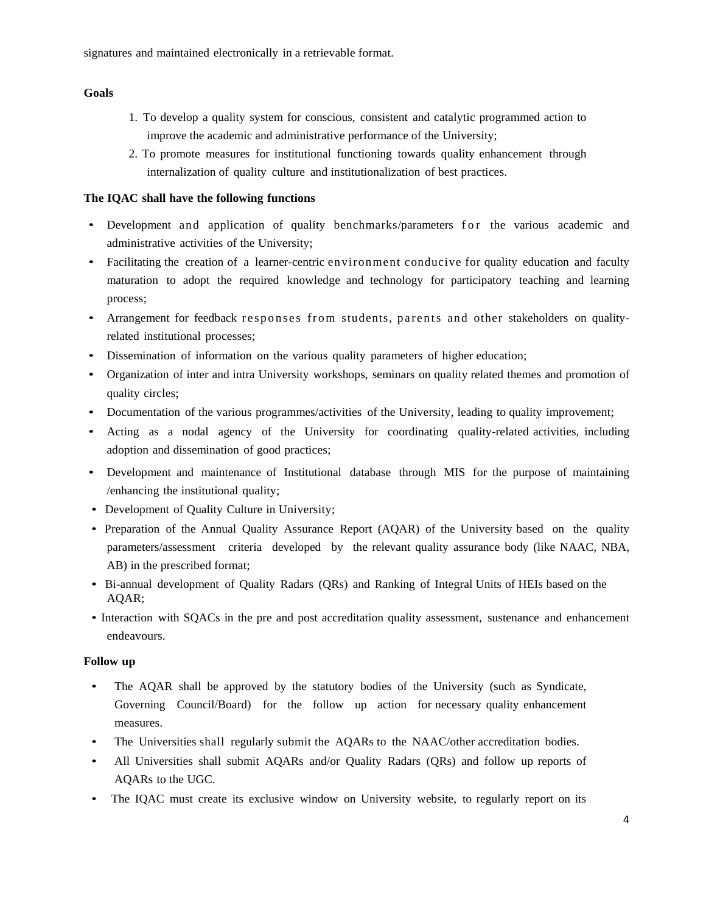signatures and maintained electronically in a retrievable format.

**Goals**

1. To develop a quality system for conscious, consistent and catalytic programmed action to improve the academic and administrative performance of the University;
2. To promote measures for institutional functioning towards quality enhancement through internalization of quality culture and institutionalization of best practices.

**The IQAC shall have the following functions**

- Development and application of quality benchmarks/parameters for the various academic and administrative activities of the University;
- Facilitating the creation of a learner-centric environment conducive for quality education and faculty maturation to adopt the required knowledge and technology for participatory teaching and learning process;
- Arrangement for feedback responses from students, parents and other stakeholders on quality-related institutional processes;
- Dissemination of information on the various quality parameters of higher education;
- Organization of inter and intra University workshops, seminars on quality related themes and promotion of quality circles;
- Documentation of the various programmes/activities of the University, leading to quality improvement;
- Acting as a nodal agency of the University for coordinating quality-related activities, including adoption and dissemination of good practices;
- Development and maintenance of Institutional database through MIS for the purpose of maintaining /enhancing the institutional quality;
- Development of Quality Culture in University;
- Preparation of the Annual Quality Assurance Report (AQAR) of the University based on the quality parameters/assessment criteria developed by the relevant quality assurance body (like NAAC, NBA, AB) in the prescribed format;
- Bi-annual development of Quality Radars (QRs) and Ranking of Integral Units of HEIs based on the AQAR;
- Interaction with SQACs in the pre and post accreditation quality assessment, sustenance and enhancement endeavours.

**Follow up**

- The AQAR shall be approved by the statutory bodies of the University (such as Syndicate, Governing Council/Board) for the follow up action for necessary quality enhancement measures.
- The Universities shall regularly submit the AQARs to the NAAC/other accreditation bodies.
- All Universities shall submit AQARs and/or Quality Radars (QRs) and follow up reports of AQARs to the UGC.
- The IQAC must create its exclusive window on University website, to regularly report on its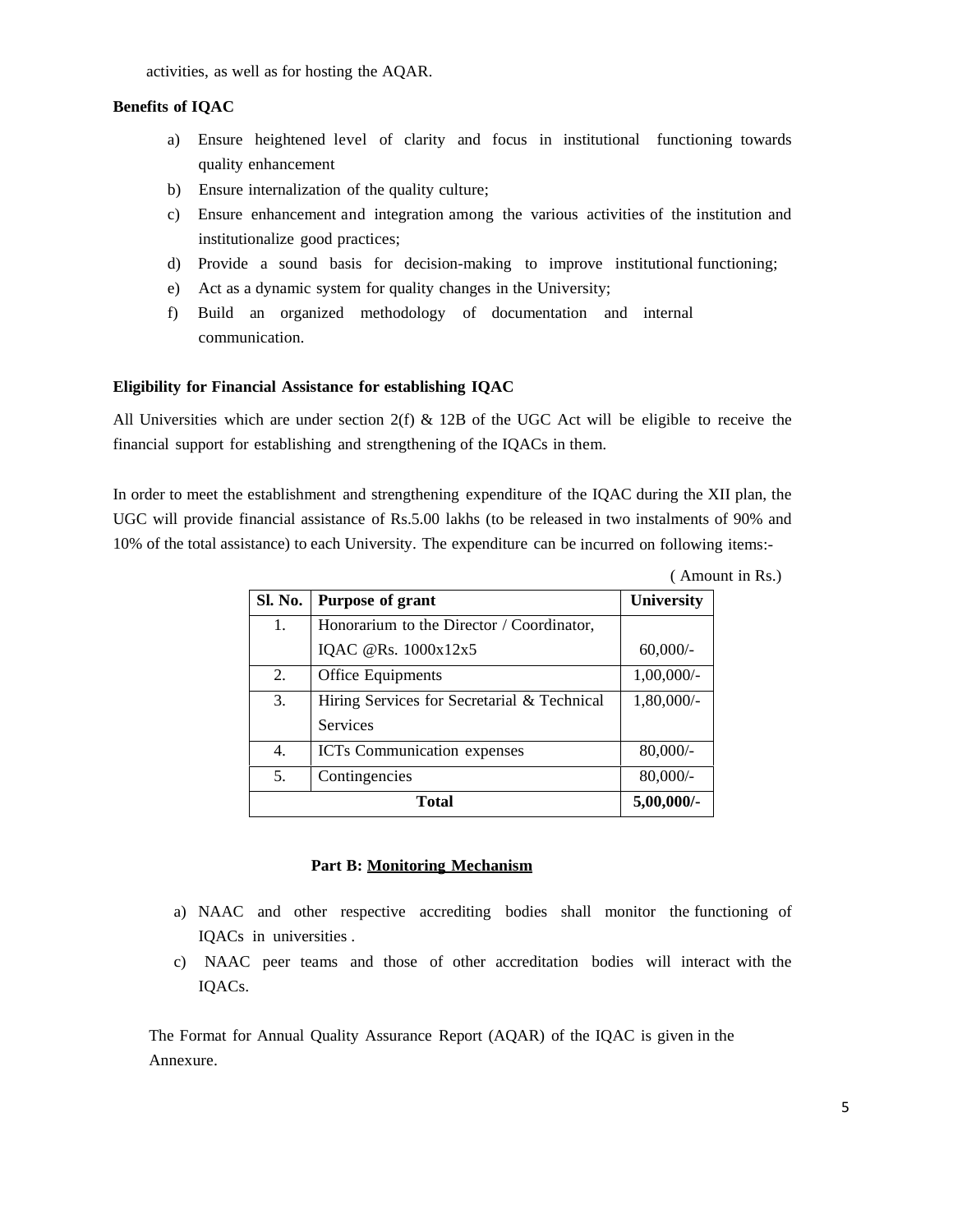activities, as well as for hosting the AQAR.

**Benefits of IQAC**

a) Ensure heightened level of clarity and focus in institutional functioning towards quality enhancement
b) Ensure internalization of the quality culture;
c) Ensure enhancement and integration among the various activities of the institution and institutionalize good practices;
d) Provide a sound basis for decision-making to improve institutional functioning;
e) Act as a dynamic system for quality changes in the University;
f) Build an organized methodology of documentation and internal communication.

**Eligibility for Financial Assistance for establishing IQAC**

All Universities which are under section 2(f) & 12B of the UGC Act will be eligible to receive the financial support for establishing and strengthening of the IQACs in them.

In order to meet the establishment and strengthening expenditure of the IQAC during the XII plan, the UGC will provide financial assistance of Rs.5.00 lakhs (to be released in two instalments of 90% and 10% of the total assistance) to each University. The expenditure can be incurred on following items:-

( Amount in Rs.)

| Sl. No. | Purpose of grant | University |
|---|---|---|
| 1. | Honorarium to the Director / Coordinator, IQAC @Rs. 1000x12x5 | 60,000/- |
| 2. | Office Equipments | 1,00,000/- |
| 3. | Hiring Services for Secretarial & Technical Services | 1,80,000/- |
| 4. | ICTs Communication expenses | 80,000/- |
| 5. | Contingencies | 80,000/- |
| **Total** | | **5,00,000/-** |

**Part B: Monitoring Mechanism**

a) NAAC and other respective accrediting bodies shall monitor the functioning of IQACs in universities .
c) NAAC peer teams and those of other accreditation bodies will interact with the IQACs.

The Format for Annual Quality Assurance Report (AQAR) of the IQAC is given in the Annexure.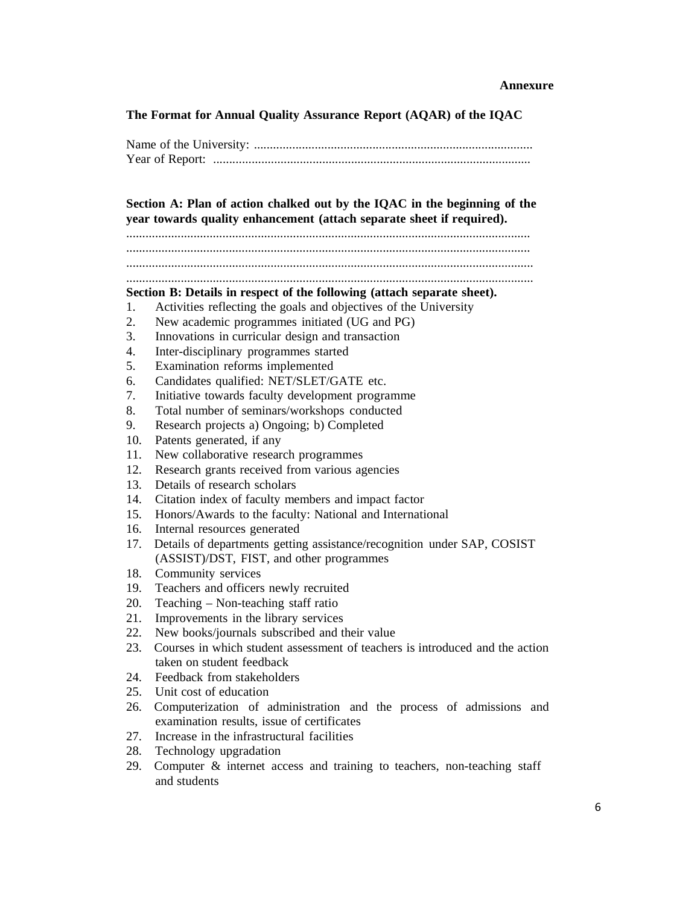**Annexure**

**The Format for Annual Quality Assurance Report (AQAR) of the IQAC**

Name of the University: ......................................................................................
Year of Report: ..................................................................................................

**Section A: Plan of action chalked out by the IQAC in the beginning of the year towards quality enhancement (attach separate sheet if required).**

.............................................................................................................................
.............................................................................................................................
.............................................................................................................................
.............................................................................................................................

**Section B: Details in respect of the following (attach separate sheet).**

1. Activities reflecting the goals and objectives of the University
2. New academic programmes initiated (UG and PG)
3. Innovations in curricular design and transaction
4. Inter-disciplinary programmes started
5. Examination reforms implemented
6. Candidates qualified: NET/SLET/GATE etc.
7. Initiative towards faculty development programme
8. Total number of seminars/workshops conducted
9. Research projects a) Ongoing; b) Completed
10. Patents generated, if any
11. New collaborative research programmes
12. Research grants received from various agencies
13. Details of research scholars
14. Citation index of faculty members and impact factor
15. Honors/Awards to the faculty: National and International
16. Internal resources generated
17. Details of departments getting assistance/recognition under SAP, COSIST (ASSIST)/DST, FIST, and other programmes
18. Community services
19. Teachers and officers newly recruited
20. Teaching – Non-teaching staff ratio
21. Improvements in the library services
22. New books/journals subscribed and their value
23. Courses in which student assessment of teachers is introduced and the action taken on student feedback
24. Feedback from stakeholders
25. Unit cost of education
26. Computerization of administration and the process of admissions and examination results, issue of certificates
27. Increase in the infrastructural facilities
28. Technology upgradation
29. Computer & internet access and training to teachers, non-teaching staff and students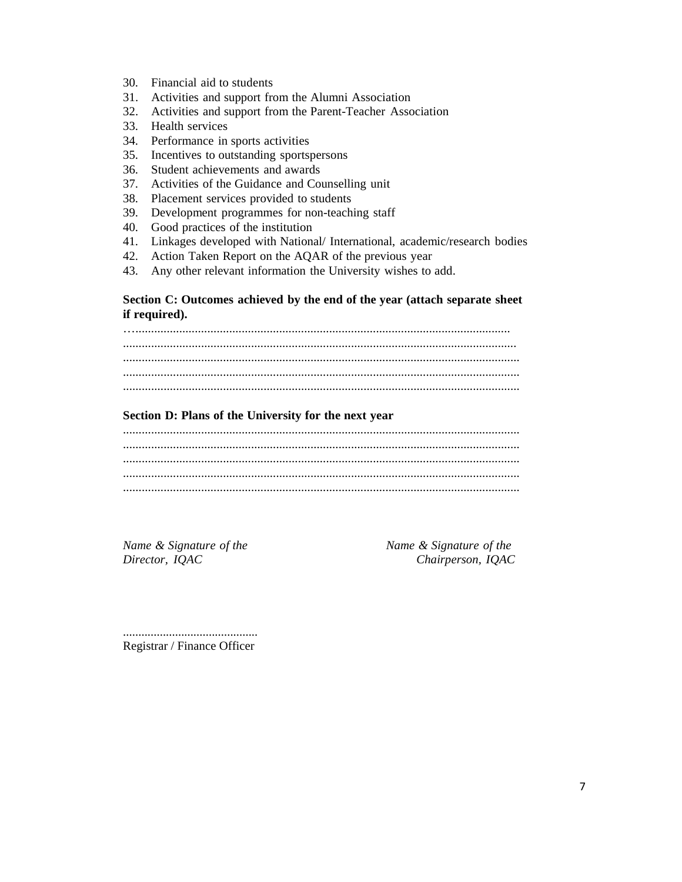30. Financial aid to students
31. Activities and support from the Alumni Association
32. Activities and support from the Parent-Teacher Association
33. Health services
34. Performance in sports activities
35. Incentives to outstanding sportspersons
36. Student achievements and awards
37. Activities of the Guidance and Counselling unit
38. Placement services provided to students
39. Development programmes for non-teaching staff
40. Good practices of the institution
41. Linkages developed with National/ International, academic/research bodies
42. Action Taken Report on the AQAR of the previous year
43. Any other relevant information the University wishes to add.

**Section C: Outcomes achieved by the end of the year (attach separate sheet if required).**

…......................................................................................................................
.............................................................................................................................
..............................................................................................................................
..............................................................................................................................
..............................................................................................................................

**Section D: Plans of the University for the next year**

..............................................................................................................................
..............................................................................................................................
..............................................................................................................................
..............................................................................................................................
..............................................................................................................................

*Name & Signature of the Director, IQAC*

*Name & Signature of the Chairperson, IQAC*

...........................................
Registrar / Finance Officer